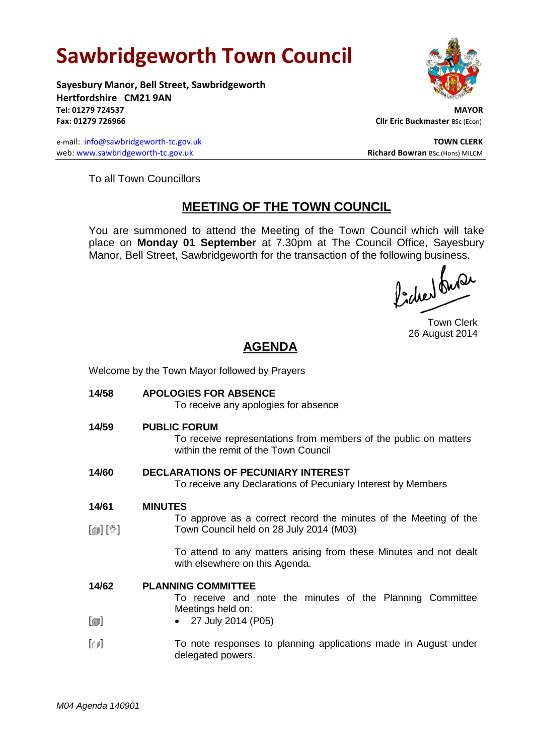# Sawbridgeworth Town Council

**Sayesbury Manor, Bell Street, Sawbridgeworth**
**Hertfordshire CM21 9AN**
**Tel: 01279 724537**
**Fax: 01279 726966**

e-mail: info@sawbridgeworth-tc.gov.uk
web: www.sawbridgeworth-tc.gov.uk

**MAYOR**
**Cllr Eric Buckmaster** BSc (Econ)

**TOWN CLERK**
**Richard Bowran** BSc.(Hons) MILCM

To all Town Councillors

## MEETING OF THE TOWN COUNCIL

You are summoned to attend the Meeting of the Town Council which will take place on **Monday 01 September** at 7.30pm at The Council Office, Sayesbury Manor, Bell Street, Sawbridgeworth for the transaction of the following business.

Town Clerk
26 August 2014

## AGENDA

Welcome by the Town Mayor followed by Prayers

**14/58 APOLOGIES FOR ABSENCE**
To receive any apologies for absence

**14/59 PUBLIC FORUM**
To receive representations from members of the public on matters within the remit of the Town Council

**14/60 DECLARATIONS OF PECUNIARY INTEREST**
To receive any Declarations of Pecuniary Interest by Members

**14/61 MINUTES**
[▤] [✋] To approve as a correct record the minutes of the Meeting of the Town Council held on 28 July 2014 (M03)

To attend to any matters arising from these Minutes and not dealt with elsewhere on this Agenda.

**14/62 PLANNING COMMITTEE**
To receive and note the minutes of the Planning Committee Meetings held on:

[▤]
- 27 July 2014 (P05)

[▤] To note responses to planning applications made in August under delegated powers.

*M04 Agenda 140901*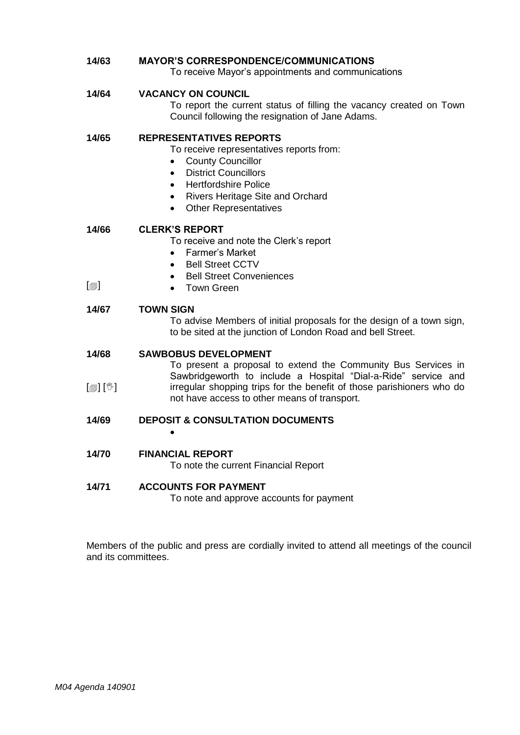**14/63 MAYOR'S CORRESPONDENCE/COMMUNICATIONS**

To receive Mayor's appointments and communications

**14/64 VACANCY ON COUNCIL**

To report the current status of filling the vacancy created on Town Council following the resignation of Jane Adams.

**14/65 REPRESENTATIVES REPORTS**

To receive representatives reports from:

- County Councillor
- District Councillors
- Hertfordshire Police
- Rivers Heritage Site and Orchard
- Other Representatives

**14/66 CLERK'S REPORT**

To receive and note the Clerk's report

- Farmer's Market
- Bell Street CCTV
- Bell Street Conveniences
- Town Green

[🗐]

**14/67 TOWN SIGN**

To advise Members of initial proposals for the design of a town sign, to be sited at the junction of London Road and bell Street.

**14/68 SAWBOBUS DEVELOPMENT**

[🗐] [✋]

To present a proposal to extend the Community Bus Services in Sawbridgeworth to include a Hospital "Dial-a-Ride" service and irregular shopping trips for the benefit of those parishioners who do not have access to other means of transport.

**14/69 DEPOSIT & CONSULTATION DOCUMENTS**

- 

**14/70 FINANCIAL REPORT**

To note the current Financial Report

**14/71 ACCOUNTS FOR PAYMENT**

To note and approve accounts for payment

Members of the public and press are cordially invited to attend all meetings of the council and its committees.

*M04 Agenda 140901*